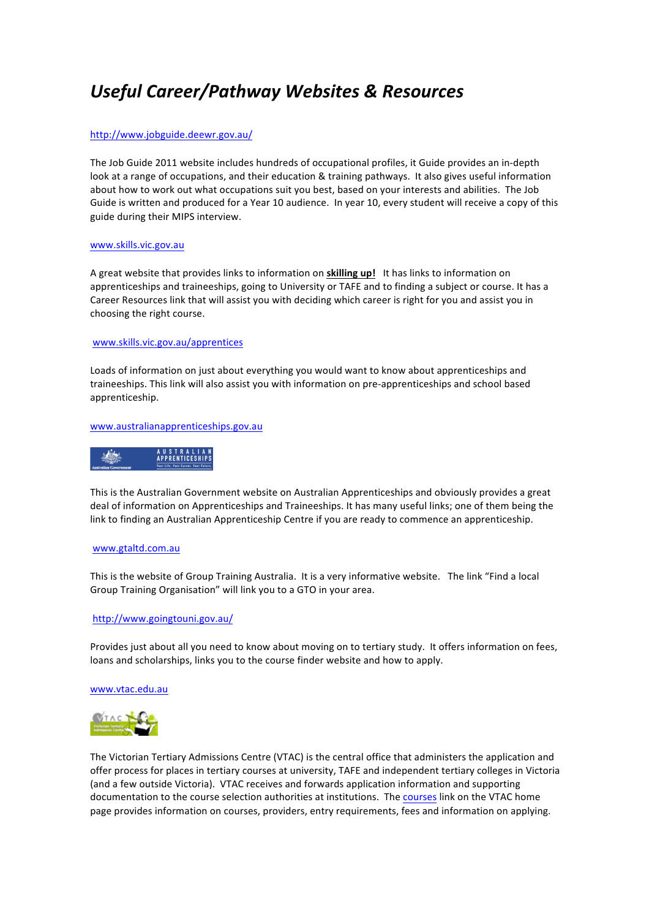# *Useful Career/Pathway Websites & Resources*

http://www.jobguide.deewr.gov.au/

The Job Guide 2011 website includes hundreds of occupational profiles, it Guide provides an in-depth look at a range of occupations, and their education & training pathways. It also gives useful information about how to work out what occupations suit you best, based on your interests and abilities. The Job Guide is written and produced for a Year 10 audience. In year 10, every student will receive a copy of this guide during their MIPS interview.

www.skills.vic.gov.au

A great website that provides links to information on **skilling up!** It has links to information on apprenticeships and traineeships, going to University or TAFE and to finding a subject or course. It has a Career Resources link that will assist you with deciding which career is right for you and assist you in choosing the right course.

www.skills.vic.gov.au/apprentices

Loads of information on just about everything you would want to know about apprenticeships and traineeships. This link will also assist you with information on pre-apprenticeships and school based apprenticeship.

www.australianapprenticeships.gov.au

This is the Australian Government website on Australian Apprenticeships and obviously provides a great deal of information on Apprenticeships and Traineeships. It has many useful links; one of them being the link to finding an Australian Apprenticeship Centre if you are ready to commence an apprenticeship.

www.gtaltd.com.au

This is the website of Group Training Australia. It is a very informative website. The link "Find a local Group Training Organisation" will link you to a GTO in your area.

http://www.goingtouni.gov.au/

Provides just about all you need to know about moving on to tertiary study. It offers information on fees, loans and scholarships, links you to the course finder website and how to apply.

www.vtac.edu.au

The Victorian Tertiary Admissions Centre (VTAC) is the central office that administers the application and offer process for places in tertiary courses at university, TAFE and independent tertiary colleges in Victoria (and a few outside Victoria). VTAC receives and forwards application information and supporting documentation to the course selection authorities at institutions. The courses link on the VTAC home page provides information on courses, providers, entry requirements, fees and information on applying.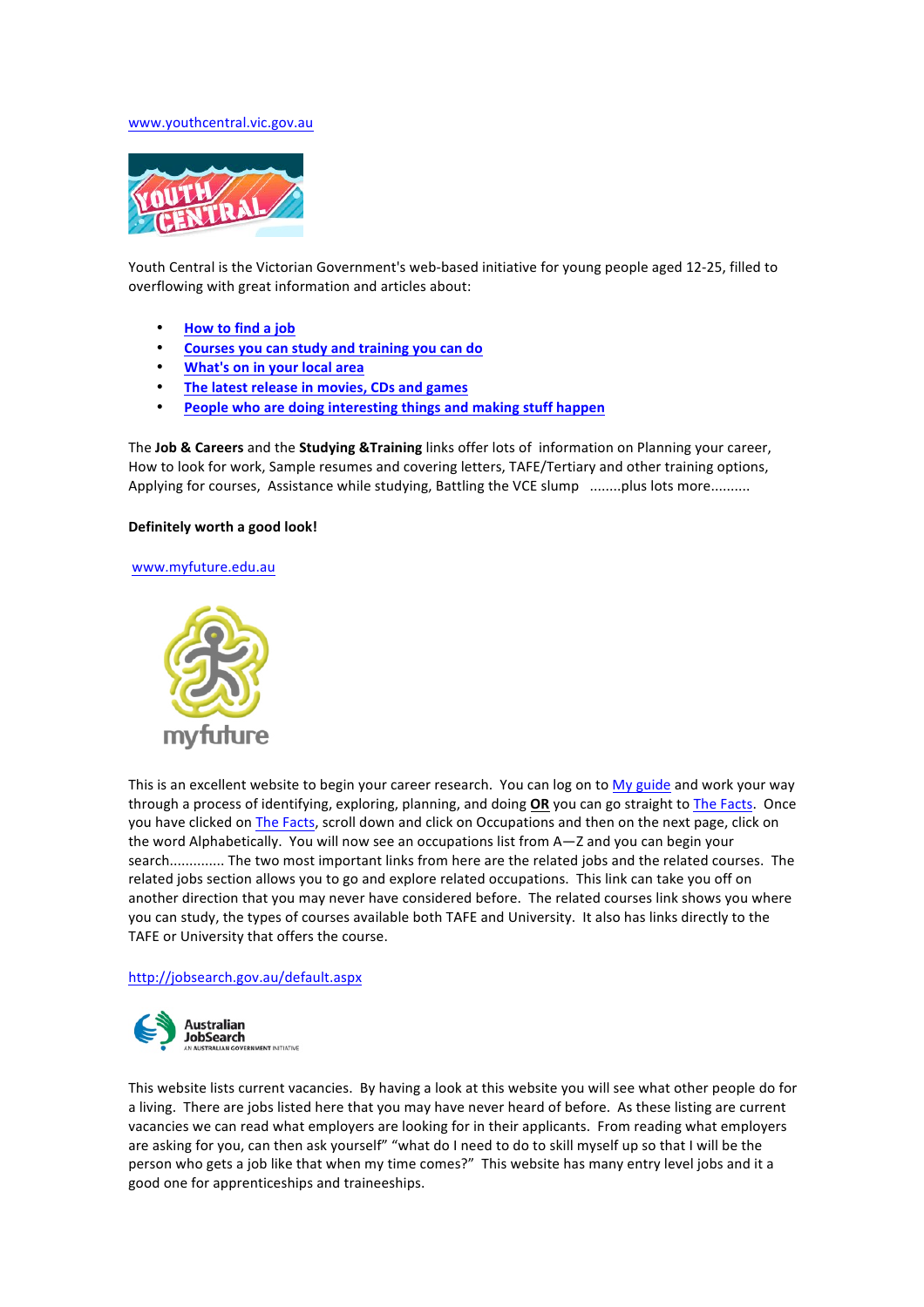www.youthcentral.vic.gov.au

Youth Central is the Victorian Government's web-based initiative for young people aged 12-25, filled to overflowing with great information and articles about:

- **How to find a job**
- **Courses you can study and training you can do**
- **What's on in your local area**
- **The latest release in movies, CDs and games**
- **People who are doing interesting things and making stuff happen**

The **Job & Careers** and the **Studying &Training** links offer lots of information on Planning your career, How to look for work, Sample resumes and covering letters, TAFE/Tertiary and other training options, Applying for courses, Assistance while studying, Battling the VCE slump ........plus lots more..........

**Definitely worth a good look!**

www.myfuture.edu.au

This is an excellent website to begin your career research. You can log on to My guide and work your way through a process of identifying, exploring, planning, and doing **OR** you can go straight to The Facts. Once you have clicked on The Facts, scroll down and click on Occupations and then on the next page, click on the word Alphabetically. You will now see an occupations list from A—Z and you can begin your search............. The two most important links from here are the related jobs and the related courses. The related jobs section allows you to go and explore related occupations. This link can take you off on another direction that you may never have considered before. The related courses link shows you where you can study, the types of courses available both TAFE and University. It also has links directly to the TAFE or University that offers the course.

http://jobsearch.gov.au/default.aspx

This website lists current vacancies. By having a look at this website you will see what other people do for a living. There are jobs listed here that you may have never heard of before. As these listing are current vacancies we can read what employers are looking for in their applicants. From reading what employers are asking for you, can then ask yourself" "what do I need to do to skill myself up so that I will be the person who gets a job like that when my time comes?" This website has many entry level jobs and it a good one for apprenticeships and traineeships.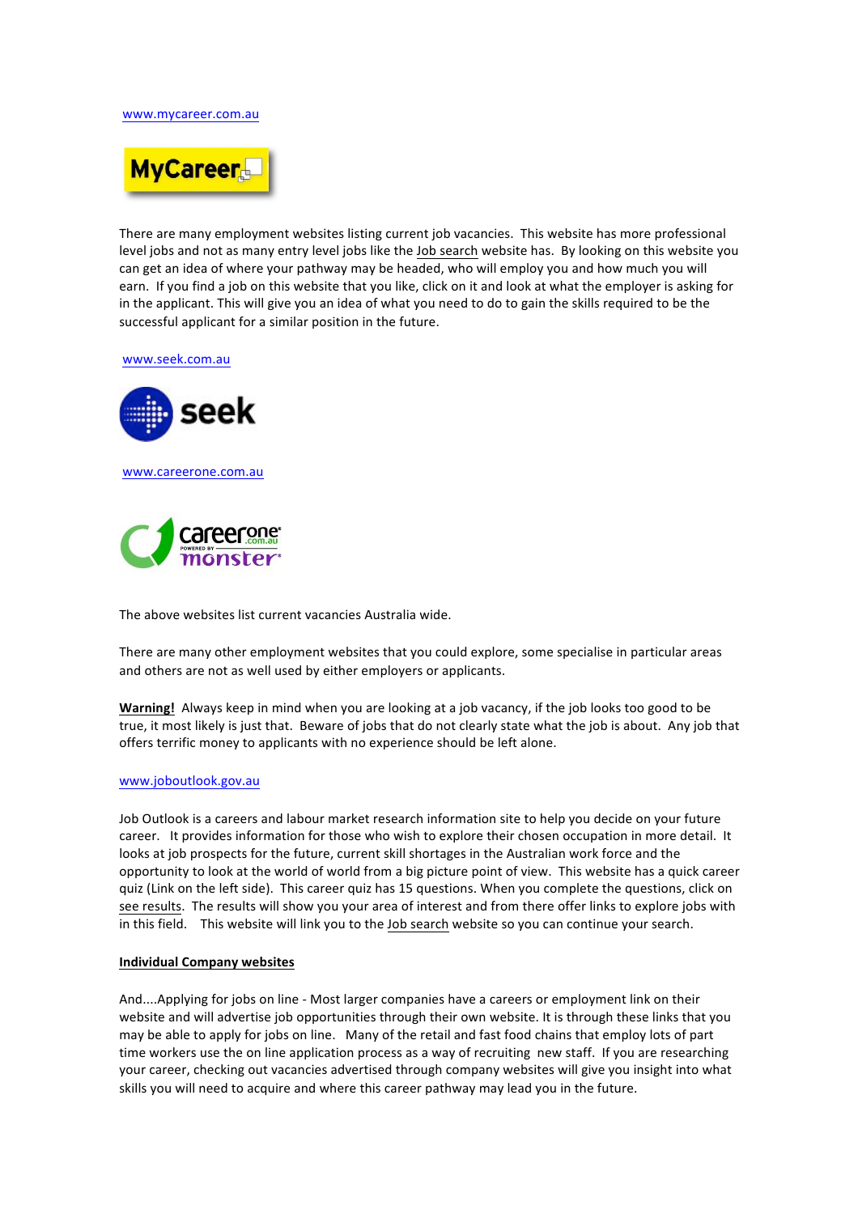www.mycareer.com.au

There are many employment websites listing current job vacancies. This website has more professional level jobs and not as many entry level jobs like the Job search website has. By looking on this website you can get an idea of where your pathway may be headed, who will employ you and how much you will earn. If you find a job on this website that you like, click on it and look at what the employer is asking for in the applicant. This will give you an idea of what you need to do to gain the skills required to be the successful applicant for a similar position in the future.

www.seek.com.au

www.careerone.com.au

The above websites list current vacancies Australia wide.

There are many other employment websites that you could explore, some specialise in particular areas and others are not as well used by either employers or applicants.

**Warning!** Always keep in mind when you are looking at a job vacancy, if the job looks too good to be true, it most likely is just that. Beware of jobs that do not clearly state what the job is about. Any job that offers terrific money to applicants with no experience should be left alone.

www.joboutlook.gov.au

Job Outlook is a careers and labour market research information site to help you decide on your future career. It provides information for those who wish to explore their chosen occupation in more detail. It looks at job prospects for the future, current skill shortages in the Australian work force and the opportunity to look at the world of world from a big picture point of view. This website has a quick career quiz (Link on the left side). This career quiz has 15 questions. When you complete the questions, click on see results. The results will show you your area of interest and from there offer links to explore jobs with in this field. This website will link you to the Job search website so you can continue your search.

**Individual Company websites**

And....Applying for jobs on line - Most larger companies have a careers or employment link on their website and will advertise job opportunities through their own website. It is through these links that you may be able to apply for jobs on line. Many of the retail and fast food chains that employ lots of part time workers use the on line application process as a way of recruiting new staff. If you are researching your career, checking out vacancies advertised through company websites will give you insight into what skills you will need to acquire and where this career pathway may lead you in the future.